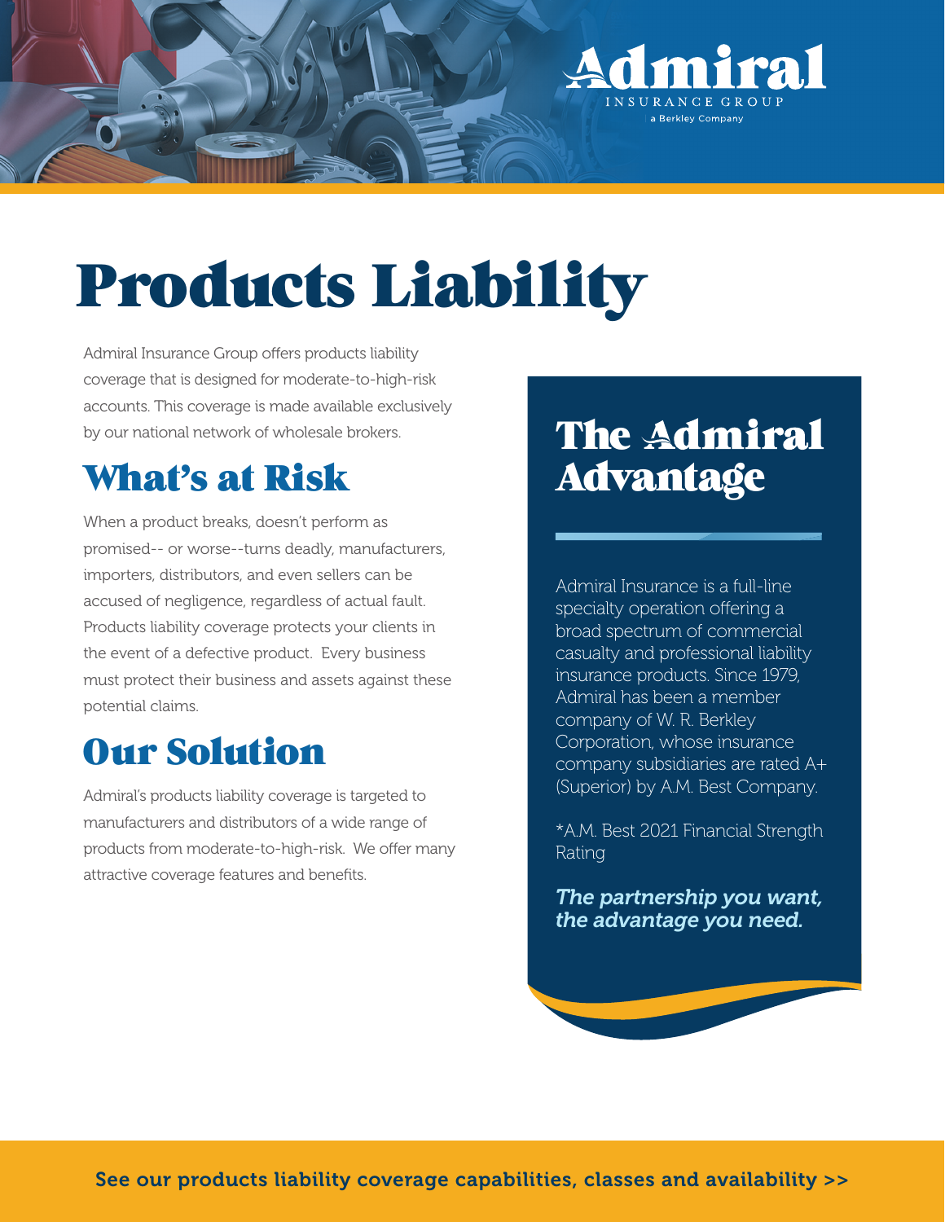Admiral

INSURANCE GROUP

a Berkley Company

# Products Liability

Admiral Insurance Group offers products liability coverage that is designed for moderate-to-high-risk accounts. This coverage is made available exclusively by our national network of wholesale brokers.

## What's at Risk

When a product breaks, doesn't perform as promised-- or worse--turns deadly, manufacturers, importers, distributors, and even sellers can be accused of negligence, regardless of actual fault. Products liability coverage protects your clients in the event of a defective product. Every business must protect their business and assets against these potential claims.

## Our Solution

Admiral's products liability coverage is targeted to manufacturers and distributors of a wide range of products from moderate-to-high-risk. We offer many attractive coverage features and benefits.

## The Admiral Advantage

Admiral Insurance is a full-line specialty operation offering a broad spectrum of commercial casualty and professional liability insurance products. Since 1979, Admiral has been a member company of W. R. Berkley Corporation, whose insurance company subsidiaries are rated A+ (Superior) by A.M. Best Company.

*A.M. Best 2021 Financial Strength Rating

***The partnership you want, the advantage you need.***

**See our products liability coverage capabilities, classes and availability >>**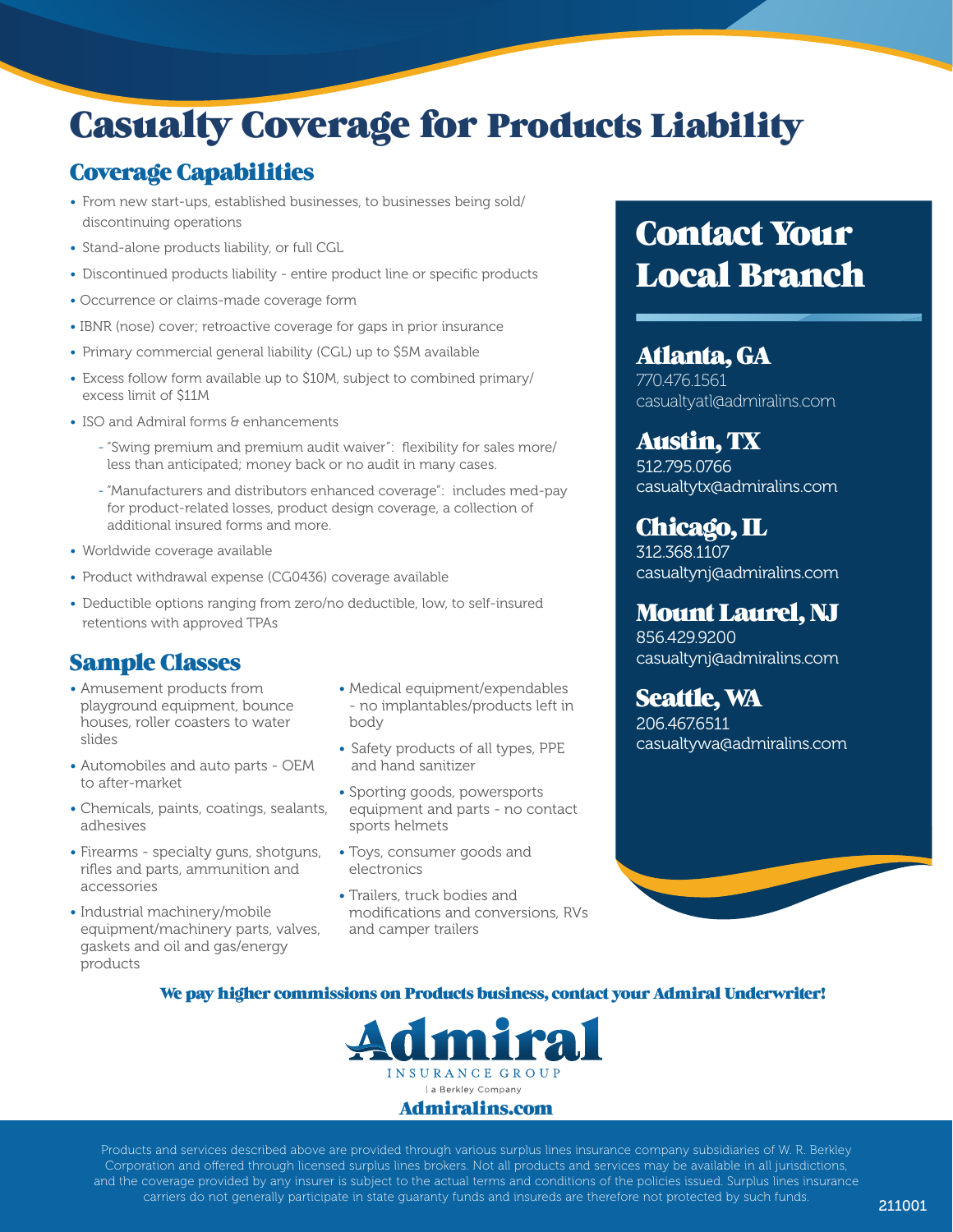# Casualty Coverage for Products Liability

## Coverage Capabilities

- From new start-ups, established businesses, to businesses being sold/discontinuing operations
- Stand-alone products liability, or full CGL
- Discontinued products liability - entire product line or specific products
- Occurrence or claims-made coverage form
- IBNR (nose) cover; retroactive coverage for gaps in prior insurance
- Primary commercial general liability (CGL) up to $5M available
- Excess follow form available up to $10M, subject to combined primary/excess limit of $11M
- ISO and Admiral forms & enhancements
  - "Swing premium and premium audit waiver": flexibility for sales more/less than anticipated; money back or no audit in many cases.
  - "Manufacturers and distributors enhanced coverage": includes med-pay for product-related losses, product design coverage, a collection of additional insured forms and more.
- Worldwide coverage available
- Product withdrawal expense (CG0436) coverage available
- Deductible options ranging from zero/no deductible, low, to self-insured retentions with approved TPAs

## Sample Classes

- Amusement products from playground equipment, bounce houses, roller coasters to water slides
- Automobiles and auto parts - OEM to after-market
- Chemicals, paints, coatings, sealants, adhesives
- Firearms - specialty guns, shotguns, rifles and parts, ammunition and accessories
- Industrial machinery/mobile equipment/machinery parts, valves, gaskets and oil and gas/energy products
- Medical equipment/expendables - no implantables/products left in body
- Safety products of all types, PPE and hand sanitizer
- Sporting goods, powersports equipment and parts - no contact sports helmets
- Toys, consumer goods and electronics
- Trailers, truck bodies and modifications and conversions, RVs and camper trailers

## Contact Your Local Branch

### Atlanta, GA
770.476.1561
casualtyatl@admiralins.com

### Austin, TX
512.795.0766
casualtytx@admiralins.com

### Chicago, IL
312.368.1107
casualtynj@admiralins.com

### Mount Laurel, NJ
856.429.9200
casualtynj@admiralins.com

### Seattle, WA
206.467.6511
casualtywa@admiralins.com

**We pay higher commissions on Products business, contact your Admiral Underwriter!**

Admiral
INSURANCE GROUP
| a Berkley Company
Admiralins.com

Products and services described above are provided through various surplus lines insurance company subsidiaries of W. R. Berkley Corporation and offered through licensed surplus lines brokers. Not all products and services may be available in all jurisdictions, and the coverage provided by any insurer is subject to the actual terms and conditions of the policies issued. Surplus lines insurance carriers do not generally participate in state guaranty funds and insureds are therefore not protected by such funds.

211001